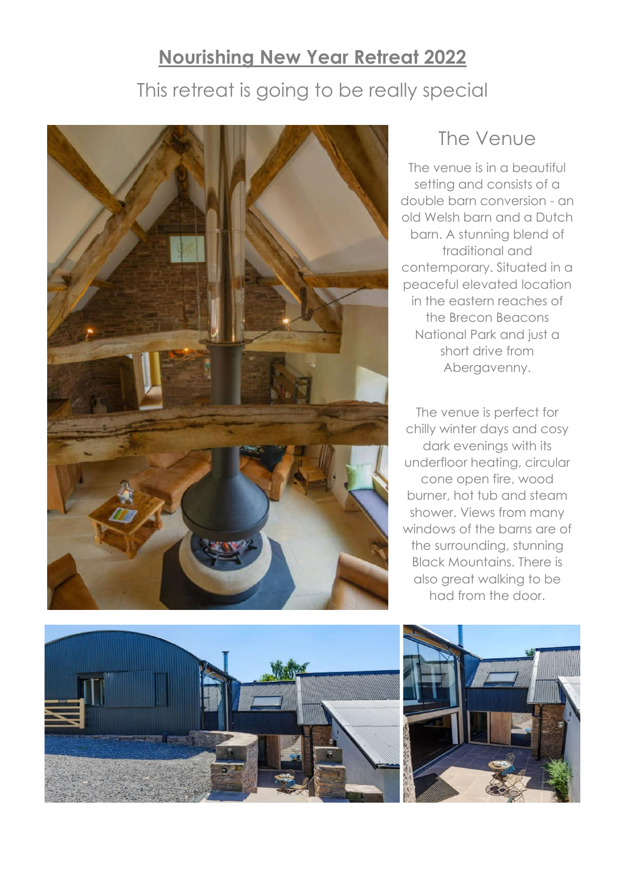# Nourishing New Year Retreat 2022

This retreat is going to be really special

## The Venue

The venue is in a beautiful setting and consists of a double barn conversion - an old Welsh barn and a Dutch barn. A stunning blend of traditional and contemporary. Situated in a peaceful elevated location in the eastern reaches of the Brecon Beacons National Park and just a short drive from Abergavenny.

The venue is perfect for chilly winter days and cosy dark evenings with its underfloor heating, circular cone open fire, wood burner, hot tub and steam shower. Views from many windows of the barns are of the surrounding, stunning Black Mountains. There is also great walking to be had from the door.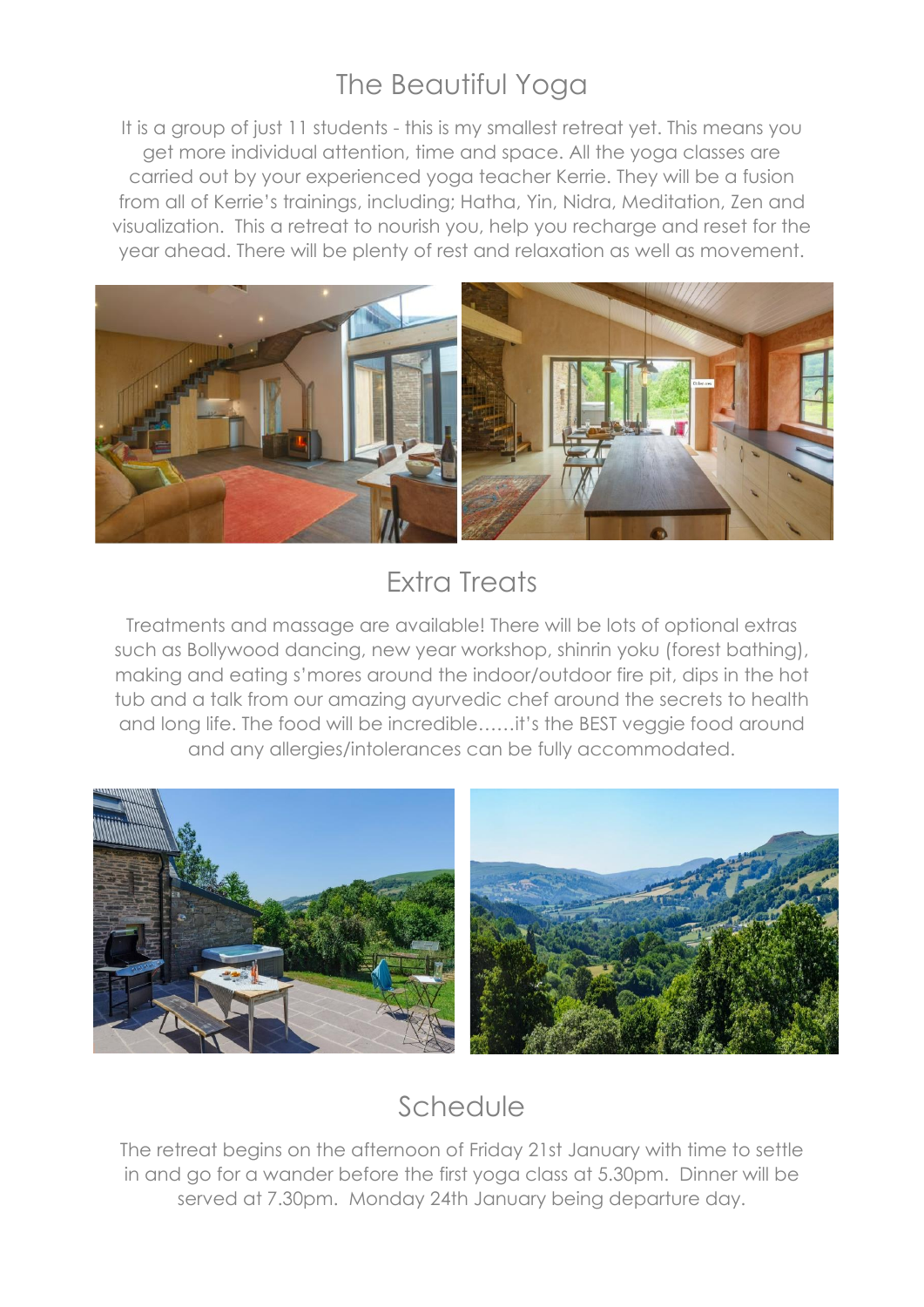## The Beautiful Yoga

It is a group of just 11 students - this is my smallest retreat yet. This means you get more individual attention, time and space. All the yoga classes are carried out by your experienced yoga teacher Kerrie. They will be a fusion from all of Kerrie's trainings, including; Hatha, Yin, Nidra, Meditation, Zen and visualization. This a retreat to nourish you, help you recharge and reset for the year ahead. There will be plenty of rest and relaxation as well as movement.

## Extra Treats

Treatments and massage are available! There will be lots of optional extras such as Bollywood dancing, new year workshop, shinrin yoku (forest bathing), making and eating s'mores around the indoor/outdoor fire pit, dips in the hot tub and a talk from our amazing ayurvedic chef around the secrets to health and long life. The food will be incredible……it's the BEST veggie food around and any allergies/intolerances can be fully accommodated.

## Schedule

The retreat begins on the afternoon of Friday 21st January with time to settle in and go for a wander before the first yoga class at 5.30pm. Dinner will be served at 7.30pm. Monday 24th January being departure day.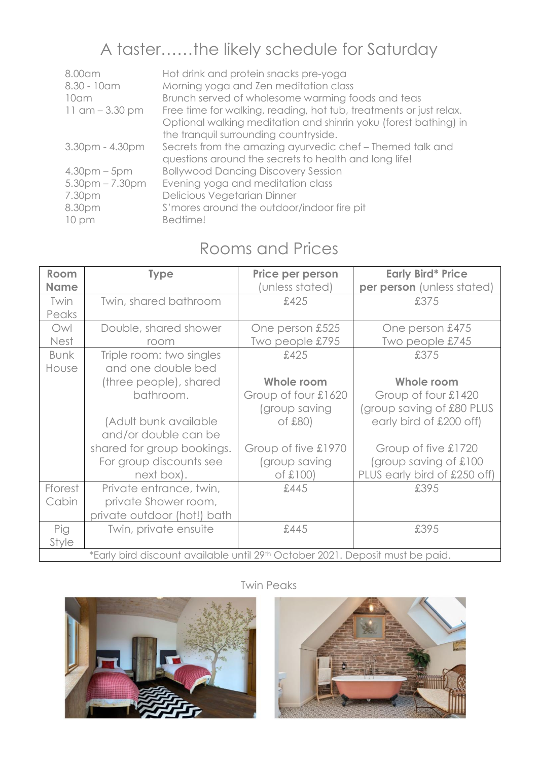# A taster……the likely schedule for Saturday

| | |
|---|---|
| 8.00am | Hot drink and protein snacks pre-yoga |
| 8.30 - 10am | Morning yoga and Zen meditation class |
| 10am | Brunch served of wholesome warming foods and teas |
| 11 am – 3.30 pm | Free time for walking, reading, hot tub, treatments or just relax. Optional walking meditation and shinrin yoku (forest bathing) in the tranquil surrounding countryside. |
| 3.30pm - 4.30pm | Secrets from the amazing ayurvedic chef – Themed talk and questions around the secrets to health and long life! |
| 4.30pm – 5pm | Bollywood Dancing Discovery Session |
| 5.30pm – 7.30pm | Evening yoga and meditation class |
| 7.30pm | Delicious Vegetarian Dinner |
| 8.30pm | S'mores around the outdoor/indoor fire pit |
| 10 pm | Bedtime! |

# Rooms and Prices

| **Room Name** | **Type** | **Price per person** (unless stated) | **Early Bird* Price per person** (unless stated) |
|---|---|---|---|
| Twin Peaks | Twin, shared bathroom | £425 | £375 |
| Owl Nest | Double, shared shower room | One person £525<br>Two people £795 | One person £475<br>Two people £745 |
| Bunk House | Triple room: two singles and one double bed (three people), shared bathroom.<br><br>(Adult bunk available and/or double can be shared for group bookings. For group discounts see next box). | £425<br><br>**Whole room**<br>Group of four £1620 (group saving of £80)<br><br>Group of five £1970 (group saving of £100) | £375<br><br>**Whole room**<br>Group of four £1420 (group saving of £80 PLUS early bird of £200 off)<br><br>Group of five £1720 (group saving of £100 PLUS early bird of £250 off) |
| Fforest Cabin | Private entrance, twin, private Shower room, private outdoor (hot!) bath | £445 | £395 |
| Pig Style | Twin, private ensuite | £445 | £395 |

*Early bird discount available until 29th October 2021. Deposit must be paid.

Twin Peaks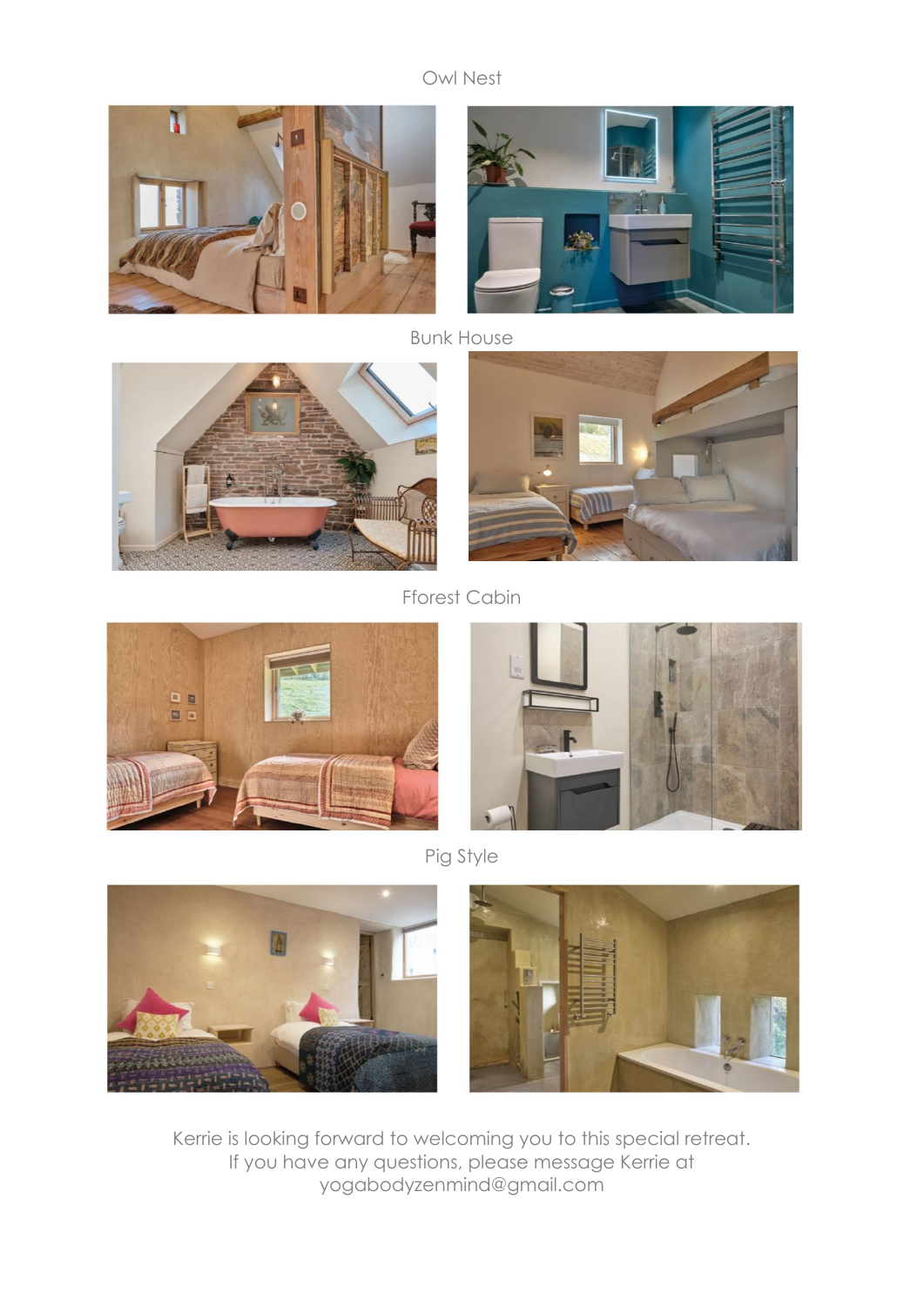Owl Nest

Bunk House

Fforest Cabin

Pig Style

Kerrie is looking forward to welcoming you to this special retreat.
If you have any questions, please message Kerrie at
yogabodyzenmind@gmail.com